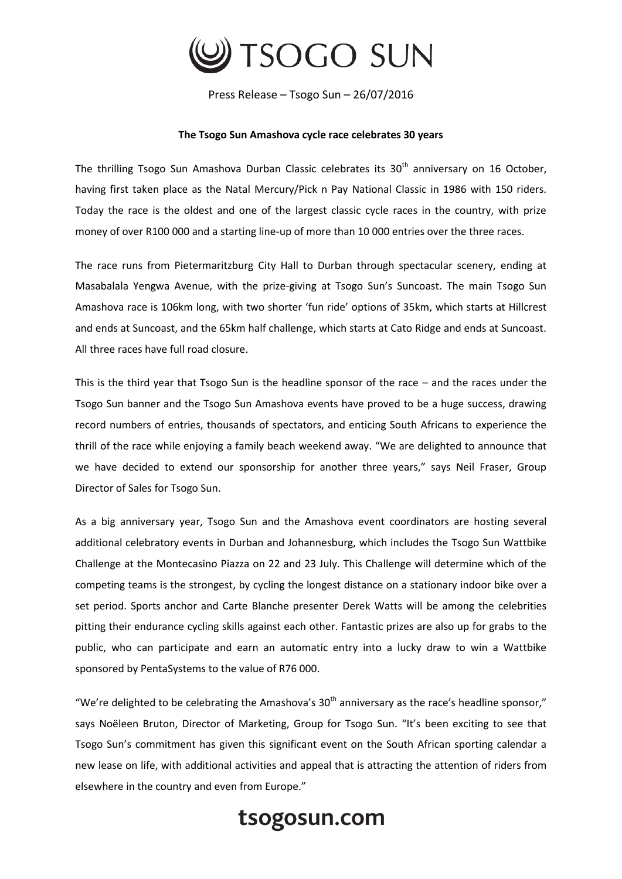# TSOGO SUN

Press Release – Tsogo Sun – 26/07/2016

**The Tsogo Sun Amashova cycle race celebrates 30 years**

The thrilling Tsogo Sun Amashova Durban Classic celebrates its 30th anniversary on 16 October, having first taken place as the Natal Mercury/Pick n Pay National Classic in 1986 with 150 riders. Today the race is the oldest and one of the largest classic cycle races in the country, with prize money of over R100 000 and a starting line-up of more than 10 000 entries over the three races.

The race runs from Pietermaritzburg City Hall to Durban through spectacular scenery, ending at Masabalala Yengwa Avenue, with the prize-giving at Tsogo Sun's Suncoast. The main Tsogo Sun Amashova race is 106km long, with two shorter 'fun ride' options of 35km, which starts at Hillcrest and ends at Suncoast, and the 65km half challenge, which starts at Cato Ridge and ends at Suncoast. All three races have full road closure.

This is the third year that Tsogo Sun is the headline sponsor of the race – and the races under the Tsogo Sun banner and the Tsogo Sun Amashova events have proved to be a huge success, drawing record numbers of entries, thousands of spectators, and enticing South Africans to experience the thrill of the race while enjoying a family beach weekend away. "We are delighted to announce that we have decided to extend our sponsorship for another three years," says Neil Fraser, Group Director of Sales for Tsogo Sun.

As a big anniversary year, Tsogo Sun and the Amashova event coordinators are hosting several additional celebratory events in Durban and Johannesburg, which includes the Tsogo Sun Wattbike Challenge at the Montecasino Piazza on 22 and 23 July. This Challenge will determine which of the competing teams is the strongest, by cycling the longest distance on a stationary indoor bike over a set period. Sports anchor and Carte Blanche presenter Derek Watts will be among the celebrities pitting their endurance cycling skills against each other. Fantastic prizes are also up for grabs to the public, who can participate and earn an automatic entry into a lucky draw to win a Wattbike sponsored by PentaSystems to the value of R76 000.

"We're delighted to be celebrating the Amashova's 30th anniversary as the race's headline sponsor," says Noëleen Bruton, Director of Marketing, Group for Tsogo Sun. "It's been exciting to see that Tsogo Sun's commitment has given this significant event on the South African sporting calendar a new lease on life, with additional activities and appeal that is attracting the attention of riders from elsewhere in the country and even from Europe."

**tsogosun.com**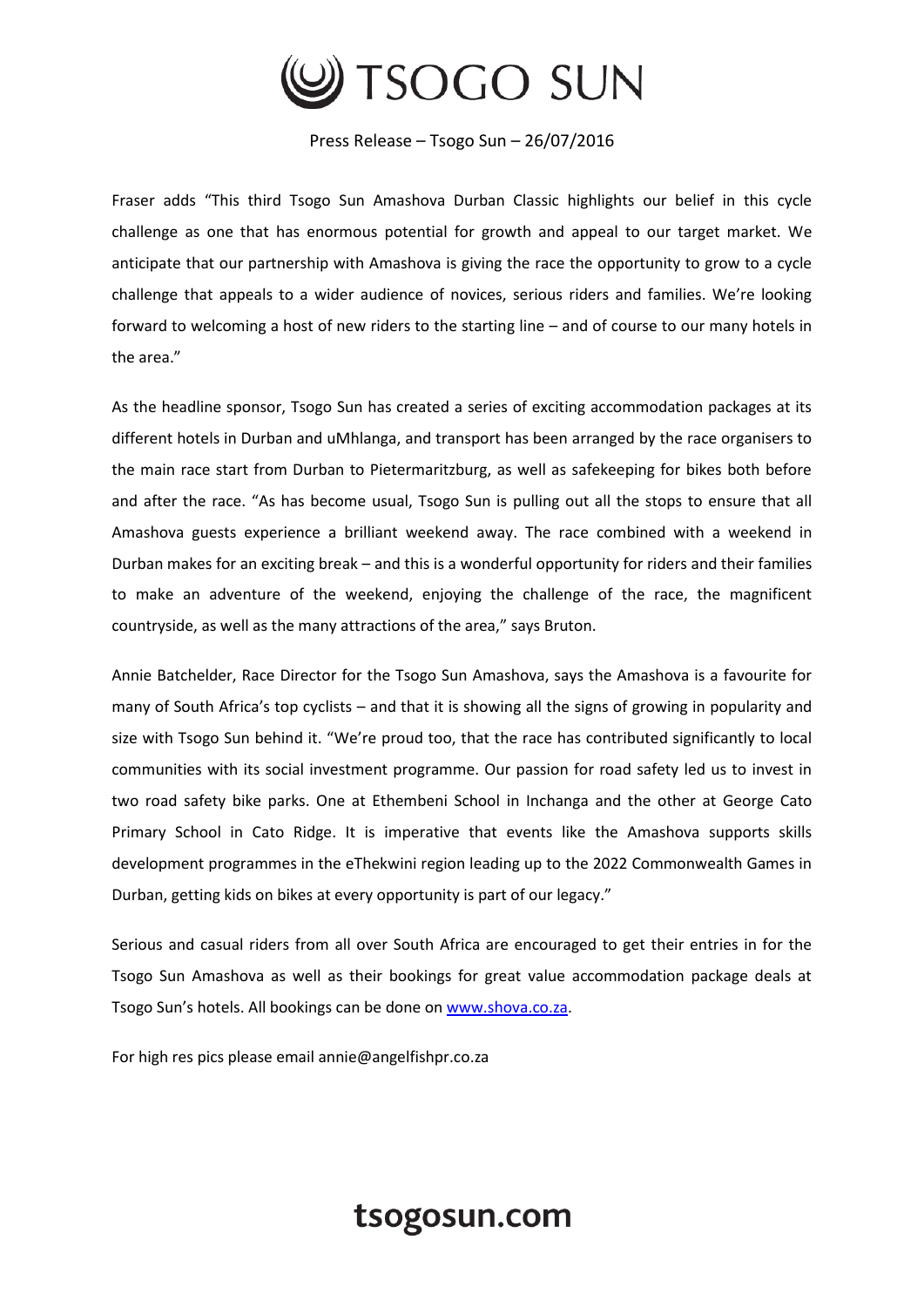Fraser adds "This third Tsogo Sun Amashova Durban Classic highlights our belief in this cycle challenge as one that has enormous potential for growth and appeal to our target market. We anticipate that our partnership with Amashova is giving the race the opportunity to grow to a cycle challenge that appeals to a wider audience of novices, serious riders and families. We're looking forward to welcoming a host of new riders to the starting line – and of course to our many hotels in the area."

As the headline sponsor, Tsogo Sun has created a series of exciting accommodation packages at its different hotels in Durban and uMhlanga, and transport has been arranged by the race organisers to the main race start from Durban to Pietermaritzburg, as well as safekeeping for bikes both before and after the race. "As has become usual, Tsogo Sun is pulling out all the stops to ensure that all Amashova guests experience a brilliant weekend away. The race combined with a weekend in Durban makes for an exciting break – and this is a wonderful opportunity for riders and their families to make an adventure of the weekend, enjoying the challenge of the race, the magnificent countryside, as well as the many attractions of the area," says Bruton.

Annie Batchelder, Race Director for the Tsogo Sun Amashova, says the Amashova is a favourite for many of South Africa's top cyclists – and that it is showing all the signs of growing in popularity and size with Tsogo Sun behind it. "We're proud too, that the race has contributed significantly to local communities with its social investment programme. Our passion for road safety led us to invest in two road safety bike parks. One at Ethembeni School in Inchanga and the other at George Cato Primary School in Cato Ridge. It is imperative that events like the Amashova supports skills development programmes in the eThekwini region leading up to the 2022 Commonwealth Games in Durban, getting kids on bikes at every opportunity is part of our legacy."

Serious and casual riders from all over South Africa are encouraged to get their entries in for the Tsogo Sun Amashova as well as their bookings for great value accommodation package deals at Tsogo Sun's hotels. All bookings can be done on [www.shova.co.za](http://www.shova.co.za).

For high res pics please email annie@angelfishpr.co.za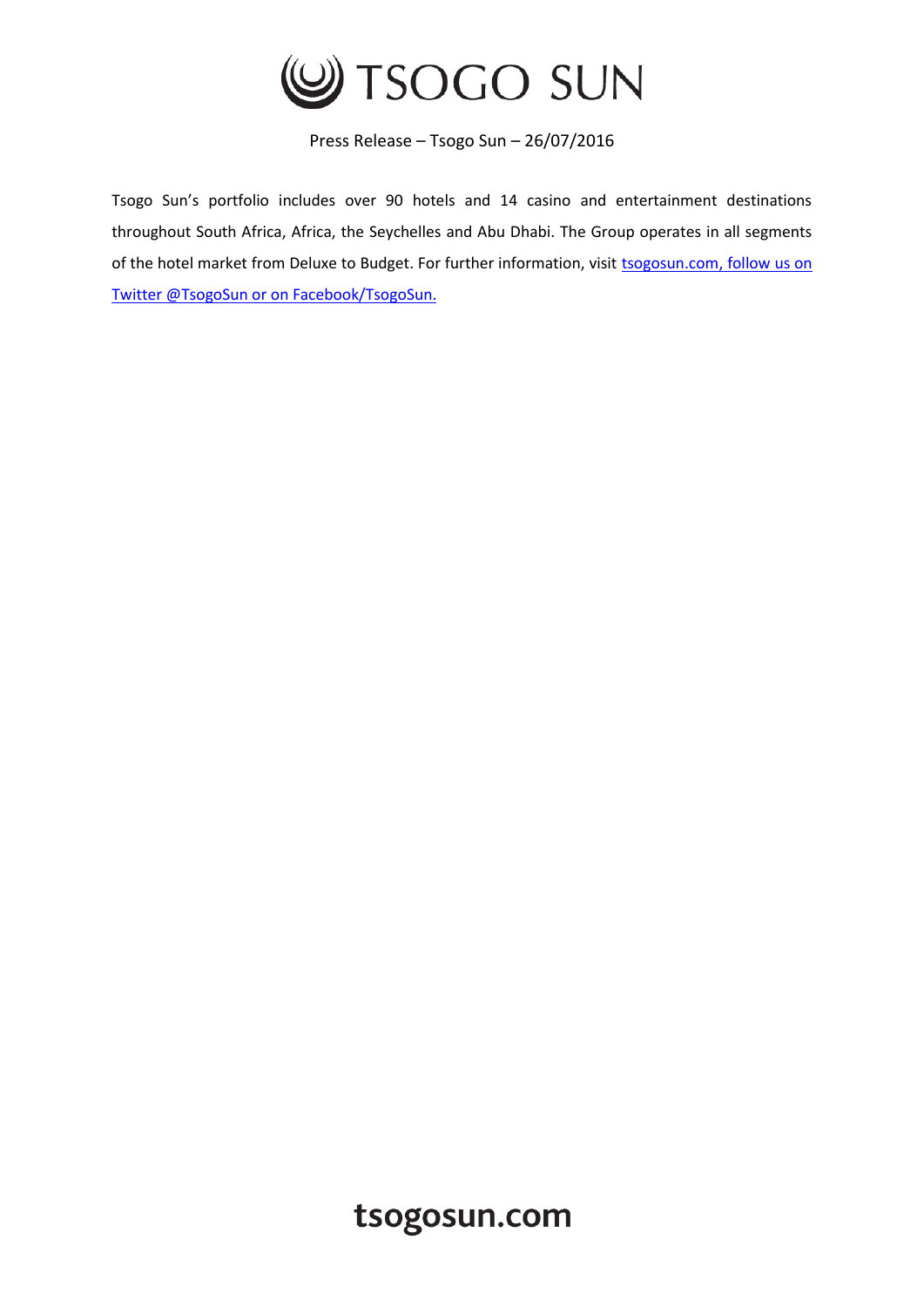Press Release – Tsogo Sun – 26/07/2016

Tsogo Sun's portfolio includes over 90 hotels and 14 casino and entertainment destinations throughout South Africa, Africa, the Seychelles and Abu Dhabi. The Group operates in all segments of the hotel market from Deluxe to Budget. For further information, visit tsogosun.com, follow us on Twitter @TsogoSun or on Facebook/TsogoSun.